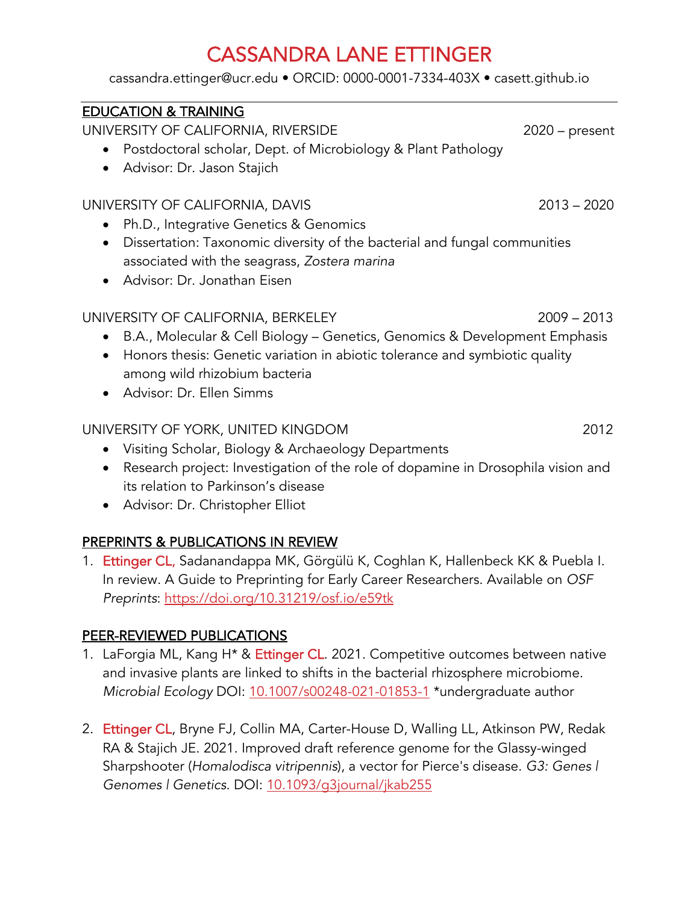# CASSANDRA LANE ETTINGER

cassandra.ettinger@ucr.edu • ORCID: 0000-0001-7334-403X • casett.github.io

## EDUCATION & TRAINING

UNIVERSITY OF CALIFORNIA, RIVERSIDE — 2020 – present

- Postdoctoral scholar, Dept. of Microbiology & Plant Pathology
- Advisor: Dr. Jason Stajich

UNIVERSITY OF CALIFORNIA, DAVIS — 2013 – 2020

- Ph.D., Integrative Genetics & Genomics
- Dissertation: Taxonomic diversity of the bacterial and fungal communities associated with the seagrass, *Zostera marina*
- Advisor: Dr. Jonathan Eisen

UNIVERSITY OF CALIFORNIA, BERKELEY — 2009 – 2013

- B.A., Molecular & Cell Biology – Genetics, Genomics & Development Emphasis
- Honors thesis: Genetic variation in abiotic tolerance and symbiotic quality among wild rhizobium bacteria
- Advisor: Dr. Ellen Simms

UNIVERSITY OF YORK, UNITED KINGDOM — 2012

- Visiting Scholar, Biology & Archaeology Departments
- Research project: Investigation of the role of dopamine in Drosophila vision and its relation to Parkinson's disease
- Advisor: Dr. Christopher Elliot

## PREPRINTS & PUBLICATIONS IN REVIEW

1. Ettinger CL, Sadanandappa MK, Görgülü K, Coghlan K, Hallenbeck KK & Puebla I. In review. A Guide to Preprinting for Early Career Researchers. Available on *OSF Preprints*: https://doi.org/10.31219/osf.io/e59tk

## PEER-REVIEWED PUBLICATIONS

1. LaForgia ML, Kang H* & Ettinger CL. 2021. Competitive outcomes between native and invasive plants are linked to shifts in the bacterial rhizosphere microbiome. *Microbial Ecology* DOI: 10.1007/s00248-021-01853-1 *undergraduate author

2. Ettinger CL, Bryne FJ, Collin MA, Carter-House D, Walling LL, Atkinson PW, Redak RA & Stajich JE. 2021. Improved draft reference genome for the Glassy-winged Sharpshooter (*Homalodisca vitripennis*), a vector for Pierce's disease. *G3: Genes | Genomes | Genetics.* DOI: 10.1093/g3journal/jkab255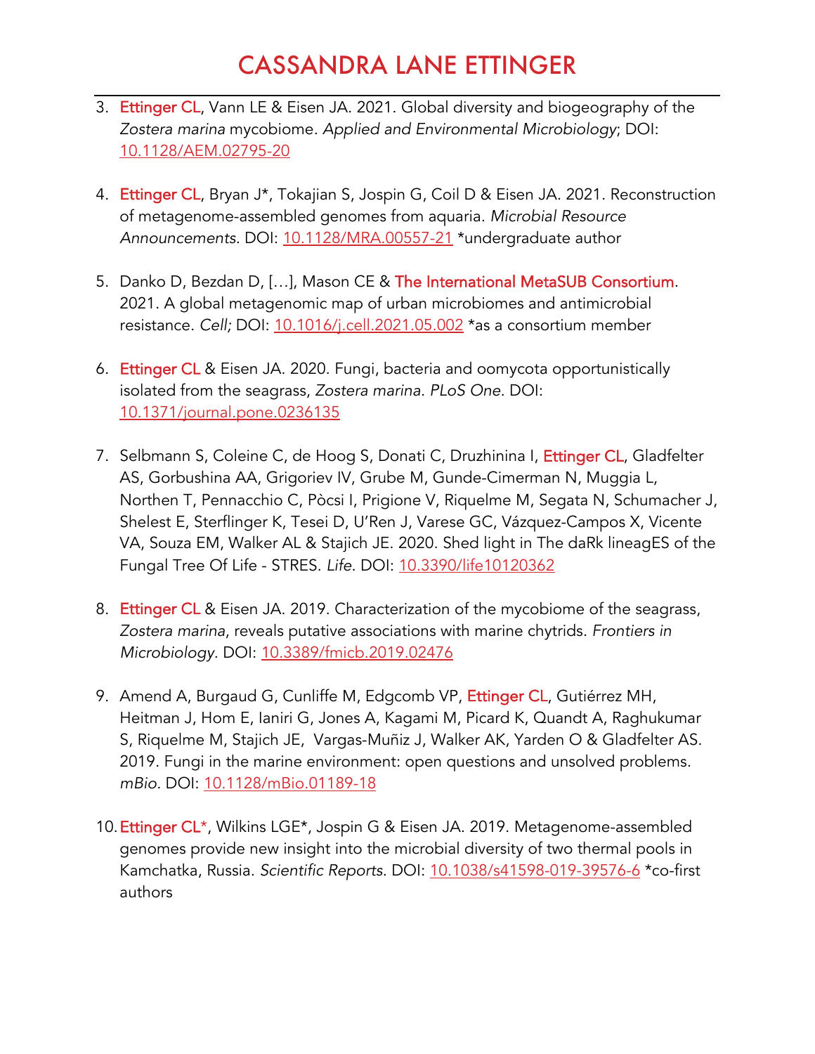3. Ettinger CL, Vann LE & Eisen JA. 2021. Global diversity and biogeography of the *Zostera marina* mycobiome. *Applied and Environmental Microbiology*; DOI: [10.1128/AEM.02795-20](https://doi.org/10.1128/AEM.02795-20)

4. Ettinger CL, Bryan J*, Tokajian S, Jospin G, Coil D & Eisen JA. 2021. Reconstruction of metagenome-assembled genomes from aquaria. *Microbial Resource Announcements*. DOI: [10.1128/MRA.00557-21](https://doi.org/10.1128/MRA.00557-21) *undergraduate author

5. Danko D, Bezdan D, […], Mason CE & The International MetaSUB Consortium. 2021. A global metagenomic map of urban microbiomes and antimicrobial resistance. *Cell;* DOI: [10.1016/j.cell.2021.05.002](https://doi.org/10.1016/j.cell.2021.05.002) *as a consortium member

6. Ettinger CL & Eisen JA. 2020. Fungi, bacteria and oomycota opportunistically isolated from the seagrass, *Zostera marina. PLoS One*. DOI: [10.1371/journal.pone.0236135](https://doi.org/10.1371/journal.pone.0236135)

7. Selbmann S, Coleine C, de Hoog S, Donati C, Druzhinina I, Ettinger CL, Gladfelter AS, Gorbushina AA, Grigoriev IV, Grube M, Gunde-Cimerman N, Muggia L, Northen T, Pennacchio C, Pòcsi I, Prigione V, Riquelme M, Segata N, Schumacher J, Shelest E, Sterflinger K, Tesei D, U'Ren J, Varese GC, Vázquez-Campos X, Vicente VA, Souza EM, Walker AL & Stajich JE. 2020. Shed light in The daRk lineagES of the Fungal Tree Of Life - STRES. *Life.* DOI: [10.3390/life10120362](https://doi.org/10.3390/life10120362)

8. Ettinger CL & Eisen JA. 2019. Characterization of the mycobiome of the seagrass, *Zostera marina*, reveals putative associations with marine chytrids. *Frontiers in Microbiology.* DOI: [10.3389/fmicb.2019.02476](https://doi.org/10.3389/fmicb.2019.02476)

9. Amend A, Burgaud G, Cunliffe M, Edgcomb VP, Ettinger CL, Gutiérrez MH, Heitman J, Hom E, Ianiri G, Jones A, Kagami M, Picard K, Quandt A, Raghukumar S, Riquelme M, Stajich JE, Vargas-Muñiz J, Walker AK, Yarden O & Gladfelter AS. 2019. Fungi in the marine environment: open questions and unsolved problems. *mBio*. DOI: [10.1128/mBio.01189-18](https://doi.org/10.1128/mBio.01189-18)

10. Ettinger CL*, Wilkins LGE*, Jospin G & Eisen JA. 2019. Metagenome-assembled genomes provide new insight into the microbial diversity of two thermal pools in Kamchatka, Russia. *Scientific Reports.* DOI: [10.1038/s41598-019-39576-6](https://doi.org/10.1038/s41598-019-39576-6) *co-first authors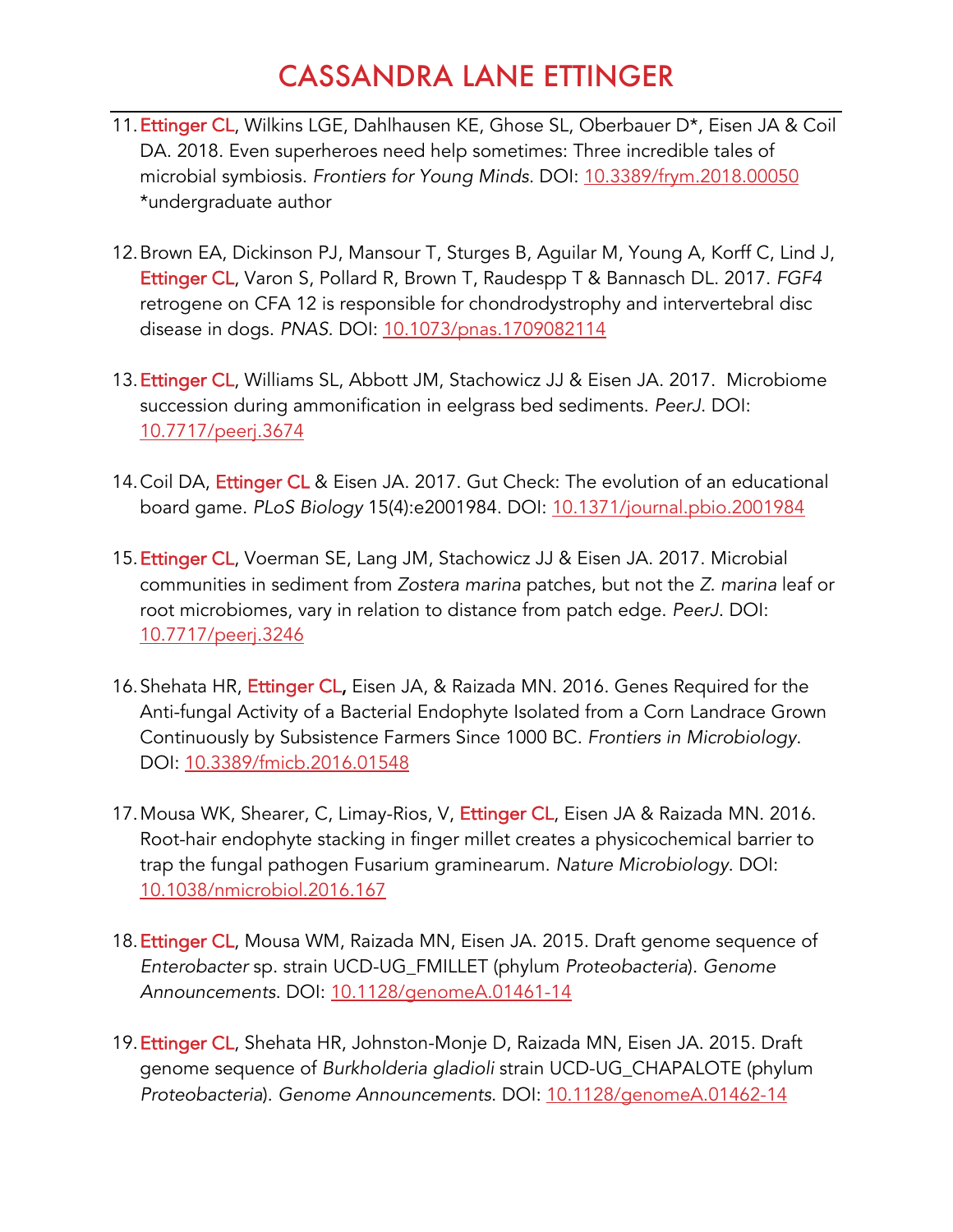11. Ettinger CL, Wilkins LGE, Dahlhausen KE, Ghose SL, Oberbauer D*, Eisen JA & Coil DA. 2018. Even superheroes need help sometimes: Three incredible tales of microbial symbiosis. *Frontiers for Young Minds.* DOI: [10.3389/frym.2018.00050](https://doi.org/10.3389/frym.2018.00050) *undergraduate author

12. Brown EA, Dickinson PJ, Mansour T, Sturges B, Aguilar M, Young A, Korff C, Lind J, Ettinger CL, Varon S, Pollard R, Brown T, Raudespp T & Bannasch DL. 2017. *FGF4* retrogene on CFA 12 is responsible for chondrodystrophy and intervertebral disc disease in dogs. *PNAS*. DOI: [10.1073/pnas.1709082114](https://doi.org/10.1073/pnas.1709082114)

13. Ettinger CL, Williams SL, Abbott JM, Stachowicz JJ & Eisen JA. 2017. Microbiome succession during ammonification in eelgrass bed sediments. *PeerJ*. DOI: [10.7717/peerj.3674](https://doi.org/10.7717/peerj.3674)

14. Coil DA, Ettinger CL & Eisen JA. 2017. Gut Check: The evolution of an educational board game. *PLoS Biology* 15(4):e2001984. DOI: [10.1371/journal.pbio.2001984](https://doi.org/10.1371/journal.pbio.2001984)

15. Ettinger CL, Voerman SE, Lang JM, Stachowicz JJ & Eisen JA. 2017. Microbial communities in sediment from *Zostera marina* patches, but not the *Z. marina* leaf or root microbiomes, vary in relation to distance from patch edge. *PeerJ*. DOI: [10.7717/peerj.3246](https://doi.org/10.7717/peerj.3246)

16. Shehata HR, Ettinger CL, Eisen JA, & Raizada MN. 2016. Genes Required for the Anti-fungal Activity of a Bacterial Endophyte Isolated from a Corn Landrace Grown Continuously by Subsistence Farmers Since 1000 BC. *Frontiers in Microbiology*. DOI: [10.3389/fmicb.2016.01548](https://doi.org/10.3389/fmicb.2016.01548)

17. Mousa WK, Shearer, C, Limay-Rios, V, Ettinger CL, Eisen JA & Raizada MN. 2016. Root-hair endophyte stacking in finger millet creates a physicochemical barrier to trap the fungal pathogen Fusarium graminearum. *Nature Microbiology*. DOI: [10.1038/nmicrobiol.2016.167](https://doi.org/10.1038/nmicrobiol.2016.167)

18. Ettinger CL, Mousa WM, Raizada MN, Eisen JA. 2015. Draft genome sequence of *Enterobacter* sp. strain UCD-UG_FMILLET (phylum *Proteobacteria*). *Genome Announcements*. DOI: [10.1128/genomeA.01461-14](https://doi.org/10.1128/genomeA.01461-14)

19. Ettinger CL, Shehata HR, Johnston-Monje D, Raizada MN, Eisen JA. 2015. Draft genome sequence of *Burkholderia gladioli* strain UCD-UG_CHAPALOTE (phylum *Proteobacteria*). *Genome Announcements*. DOI: [10.1128/genomeA.01462-14](https://doi.org/10.1128/genomeA.01462-14)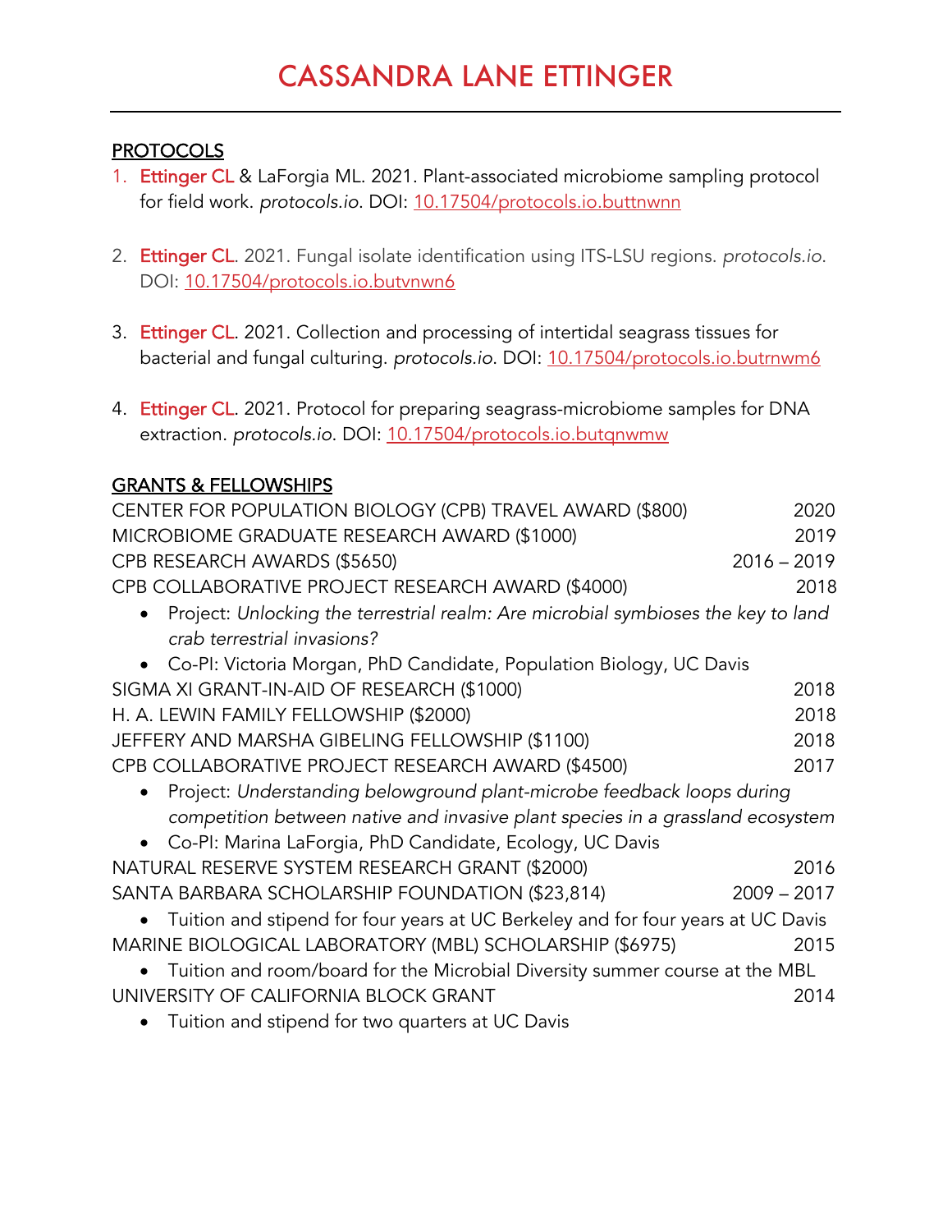## PROTOCOLS

1. Ettinger CL & LaForgia ML. 2021. Plant-associated microbiome sampling protocol for field work. *protocols.io*. DOI: 10.17504/protocols.io.buttnwnn

2. Ettinger CL. 2021. Fungal isolate identification using ITS-LSU regions. *protocols.io*. DOI: 10.17504/protocols.io.butvnwn6

3. Ettinger CL. 2021. Collection and processing of intertidal seagrass tissues for bacterial and fungal culturing. *protocols.io*. DOI: 10.17504/protocols.io.butrnwm6

4. Ettinger CL. 2021. Protocol for preparing seagrass-microbiome samples for DNA extraction. *protocols.io*. DOI: 10.17504/protocols.io.butqnwmw

## GRANTS & FELLOWSHIPS

CENTER FOR POPULATION BIOLOGY (CPB) TRAVEL AWARD ($800) — 2020

MICROBIOME GRADUATE RESEARCH AWARD ($1000) — 2019

CPB RESEARCH AWARDS ($5650) — 2016 – 2019

CPB COLLABORATIVE PROJECT RESEARCH AWARD ($4000) — 2018

- Project: *Unlocking the terrestrial realm: Are microbial symbioses the key to land crab terrestrial invasions?*
- Co-PI: Victoria Morgan, PhD Candidate, Population Biology, UC Davis

SIGMA XI GRANT-IN-AID OF RESEARCH ($1000) — 2018

H. A. LEWIN FAMILY FELLOWSHIP ($2000) — 2018

JEFFERY AND MARSHA GIBELING FELLOWSHIP ($1100) — 2018

CPB COLLABORATIVE PROJECT RESEARCH AWARD ($4500) — 2017

- Project: *Understanding belowground plant-microbe feedback loops during competition between native and invasive plant species in a grassland ecosystem*
- Co-PI: Marina LaForgia, PhD Candidate, Ecology, UC Davis

NATURAL RESERVE SYSTEM RESEARCH GRANT ($2000) — 2016

SANTA BARBARA SCHOLARSHIP FOUNDATION ($23,814) — 2009 – 2017

- Tuition and stipend for four years at UC Berkeley and for four years at UC Davis

MARINE BIOLOGICAL LABORATORY (MBL) SCHOLARSHIP ($6975) — 2015

- Tuition and room/board for the Microbial Diversity summer course at the MBL

UNIVERSITY OF CALIFORNIA BLOCK GRANT — 2014

- Tuition and stipend for two quarters at UC Davis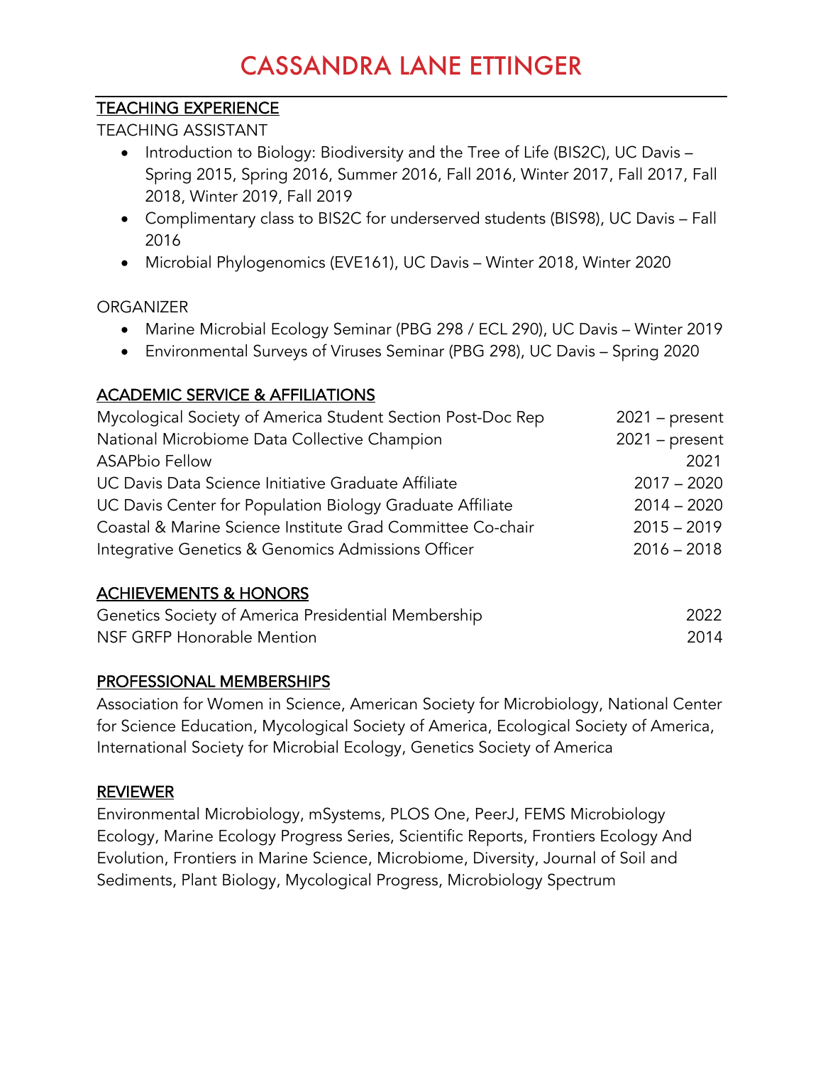# CASSANDRA LANE ETTINGER

## TEACHING EXPERIENCE

TEACHING ASSISTANT

- Introduction to Biology: Biodiversity and the Tree of Life (BIS2C), UC Davis – Spring 2015, Spring 2016, Summer 2016, Fall 2016, Winter 2017, Fall 2017, Fall 2018, Winter 2019, Fall 2019
- Complimentary class to BIS2C for underserved students (BIS98), UC Davis – Fall 2016
- Microbial Phylogenomics (EVE161), UC Davis – Winter 2018, Winter 2020

ORGANIZER

- Marine Microbial Ecology Seminar (PBG 298 / ECL 290), UC Davis – Winter 2019
- Environmental Surveys of Viruses Seminar (PBG 298), UC Davis – Spring 2020

## ACADEMIC SERVICE & AFFILIATIONS

| | |
|---|---|
| Mycological Society of America Student Section Post-Doc Rep | 2021 – present |
| National Microbiome Data Collective Champion | 2021 – present |
| ASAPbio Fellow | 2021 |
| UC Davis Data Science Initiative Graduate Affiliate | 2017 – 2020 |
| UC Davis Center for Population Biology Graduate Affiliate | 2014 – 2020 |
| Coastal & Marine Science Institute Grad Committee Co-chair | 2015 – 2019 |
| Integrative Genetics & Genomics Admissions Officer | 2016 – 2018 |

## ACHIEVEMENTS & HONORS

| | |
|---|---|
| Genetics Society of America Presidential Membership | 2022 |
| NSF GRFP Honorable Mention | 2014 |

## PROFESSIONAL MEMBERSHIPS

Association for Women in Science, American Society for Microbiology, National Center for Science Education, Mycological Society of America, Ecological Society of America, International Society for Microbial Ecology, Genetics Society of America

## REVIEWER

Environmental Microbiology, mSystems, PLOS One, PeerJ, FEMS Microbiology Ecology, Marine Ecology Progress Series, Scientific Reports, Frontiers Ecology And Evolution, Frontiers in Marine Science, Microbiome, Diversity, Journal of Soil and Sediments, Plant Biology, Mycological Progress, Microbiology Spectrum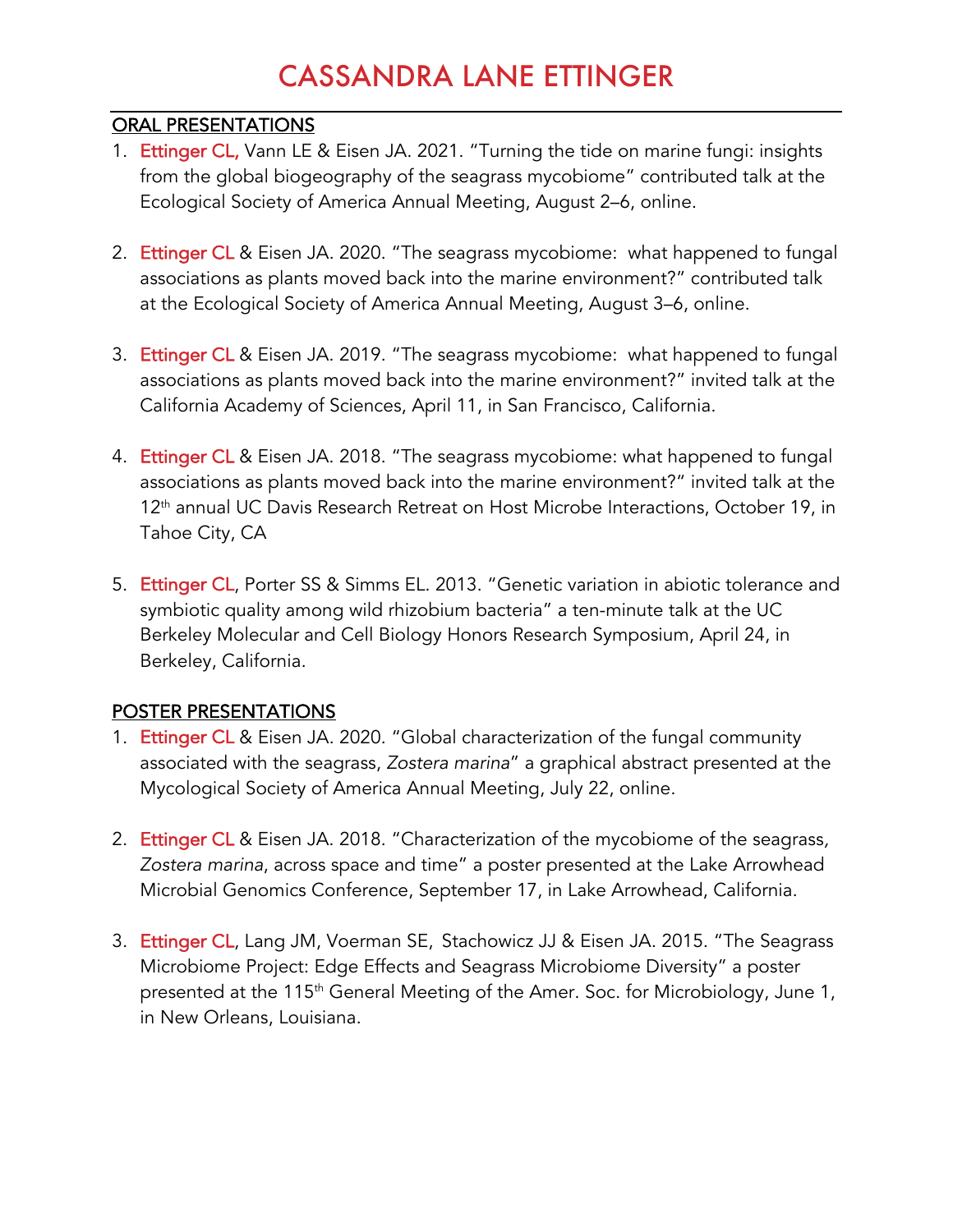# CASSANDRA LANE ETTINGER

## ORAL PRESENTATIONS

1. Ettinger CL, Vann LE & Eisen JA. 2021. "Turning the tide on marine fungi: insights from the global biogeography of the seagrass mycobiome" contributed talk at the Ecological Society of America Annual Meeting, August 2–6, online.

2. Ettinger CL & Eisen JA. 2020. "The seagrass mycobiome: what happened to fungal associations as plants moved back into the marine environment?" contributed talk at the Ecological Society of America Annual Meeting, August 3–6, online.

3. Ettinger CL & Eisen JA. 2019. "The seagrass mycobiome: what happened to fungal associations as plants moved back into the marine environment?" invited talk at the California Academy of Sciences, April 11, in San Francisco, California.

4. Ettinger CL & Eisen JA. 2018. "The seagrass mycobiome: what happened to fungal associations as plants moved back into the marine environment?" invited talk at the 12th annual UC Davis Research Retreat on Host Microbe Interactions, October 19, in Tahoe City, CA

5. Ettinger CL, Porter SS & Simms EL. 2013. "Genetic variation in abiotic tolerance and symbiotic quality among wild rhizobium bacteria" a ten-minute talk at the UC Berkeley Molecular and Cell Biology Honors Research Symposium, April 24, in Berkeley, California.

## POSTER PRESENTATIONS

1. Ettinger CL & Eisen JA. 2020. "Global characterization of the fungal community associated with the seagrass, *Zostera marina*" a graphical abstract presented at the Mycological Society of America Annual Meeting, July 22, online.

2. Ettinger CL & Eisen JA. 2018. "Characterization of the mycobiome of the seagrass, *Zostera marina*, across space and time" a poster presented at the Lake Arrowhead Microbial Genomics Conference, September 17, in Lake Arrowhead, California.

3. Ettinger CL, Lang JM, Voerman SE, Stachowicz JJ & Eisen JA. 2015. "The Seagrass Microbiome Project: Edge Effects and Seagrass Microbiome Diversity" a poster presented at the 115th General Meeting of the Amer. Soc. for Microbiology, June 1, in New Orleans, Louisiana.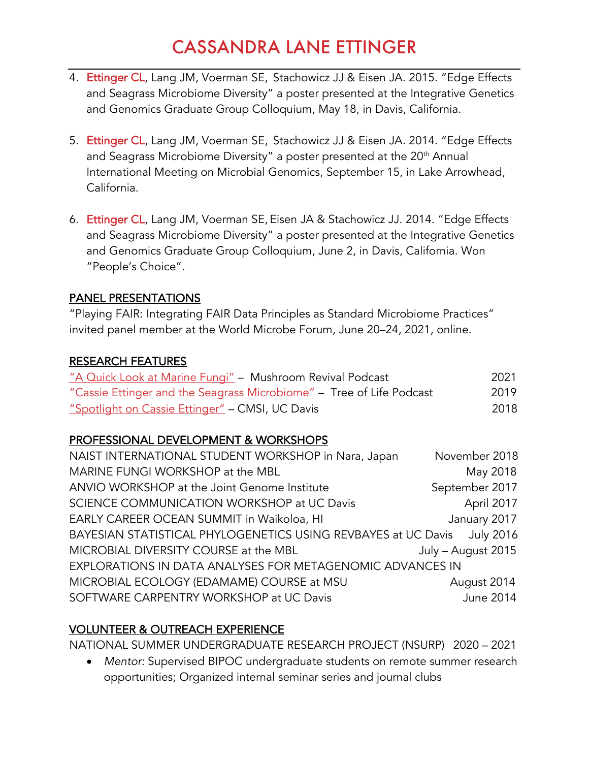4. Ettinger CL, Lang JM, Voerman SE, Stachowicz JJ & Eisen JA. 2015. "Edge Effects and Seagrass Microbiome Diversity" a poster presented at the Integrative Genetics and Genomics Graduate Group Colloquium, May 18, in Davis, California.

5. Ettinger CL, Lang JM, Voerman SE, Stachowicz JJ & Eisen JA. 2014. "Edge Effects and Seagrass Microbiome Diversity" a poster presented at the 20th Annual International Meeting on Microbial Genomics, September 15, in Lake Arrowhead, California.

6. Ettinger CL, Lang JM, Voerman SE, Eisen JA & Stachowicz JJ. 2014. "Edge Effects and Seagrass Microbiome Diversity" a poster presented at the Integrative Genetics and Genomics Graduate Group Colloquium, June 2, in Davis, California. Won "People's Choice".

## PANEL PRESENTATIONS

"Playing FAIR: Integrating FAIR Data Principles as Standard Microbiome Practices" invited panel member at the World Microbe Forum, June 20–24, 2021, online.

## RESEARCH FEATURES

"A Quick Look at Marine Fungi" – Mushroom Revival Podcast — 2021
"Cassie Ettinger and the Seagrass Microbiome" – Tree of Life Podcast — 2019
"Spotlight on Cassie Ettinger" – CMSI, UC Davis — 2018

## PROFESSIONAL DEVELOPMENT & WORKSHOPS

NAIST INTERNATIONAL STUDENT WORKSHOP in Nara, Japan — November 2018
MARINE FUNGI WORKSHOP at the MBL — May 2018
ANVIO WORKSHOP at the Joint Genome Institute — September 2017
SCIENCE COMMUNICATION WORKSHOP at UC Davis — April 2017
EARLY CAREER OCEAN SUMMIT in Waikoloa, HI — January 2017
BAYESIAN STATISTICAL PHYLOGENETICS USING REVBAYES at UC Davis — July 2016
MICROBIAL DIVERSITY COURSE at the MBL — July – August 2015
EXPLORATIONS IN DATA ANALYSES FOR METAGENOMIC ADVANCES IN MICROBIAL ECOLOGY (EDAMAME) COURSE at MSU — August 2014
SOFTWARE CARPENTRY WORKSHOP at UC Davis — June 2014

## VOLUNTEER & OUTREACH EXPERIENCE

NATIONAL SUMMER UNDERGRADUATE RESEARCH PROJECT (NSURP) — 2020 – 2021

- *Mentor:* Supervised BIPOC undergraduate students on remote summer research opportunities; Organized internal seminar series and journal clubs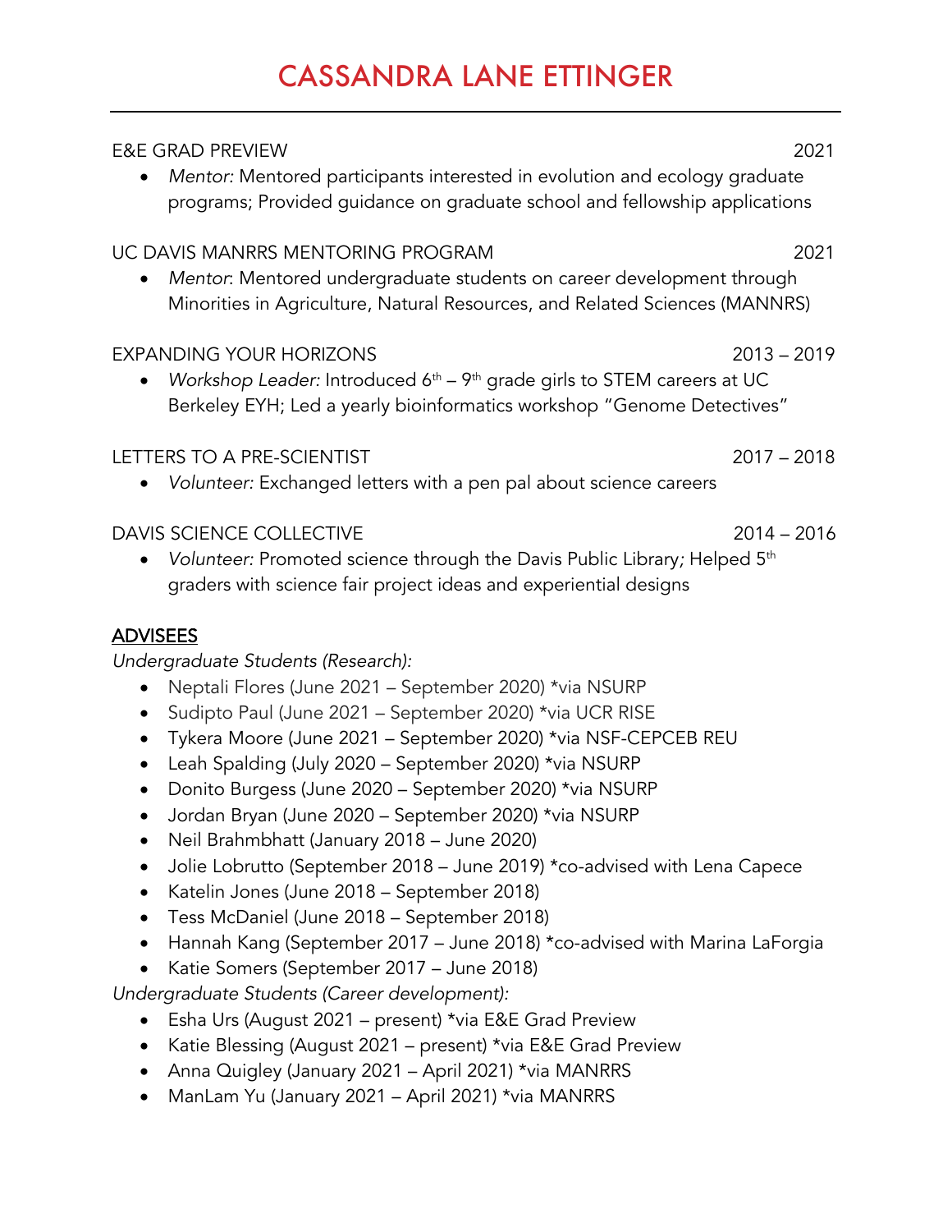E&E GRAD PREVIEW 2021

- *Mentor:* Mentored participants interested in evolution and ecology graduate programs; Provided guidance on graduate school and fellowship applications

UC DAVIS MANRRS MENTORING PROGRAM 2021

- *Mentor*: Mentored undergraduate students on career development through Minorities in Agriculture, Natural Resources, and Related Sciences (MANNRS)

EXPANDING YOUR HORIZONS 2013 – 2019

- *Workshop Leader:* Introduced 6th – 9th grade girls to STEM careers at UC Berkeley EYH; Led a yearly bioinformatics workshop "Genome Detectives"

LETTERS TO A PRE-SCIENTIST 2017 – 2018

- *Volunteer:* Exchanged letters with a pen pal about science careers

DAVIS SCIENCE COLLECTIVE 2014 – 2016

- *Volunteer:* Promoted science through the Davis Public Library; Helped 5th graders with science fair project ideas and experiential designs

## ADVISEES

*Undergraduate Students (Research):*

- Neptali Flores (June 2021 – September 2020) *via NSURP
- Sudipto Paul (June 2021 – September 2020) *via UCR RISE
- Tykera Moore (June 2021 – September 2020) *via NSF-CEPCEB REU
- Leah Spalding (July 2020 – September 2020) *via NSURP
- Donito Burgess (June 2020 – September 2020) *via NSURP
- Jordan Bryan (June 2020 – September 2020) *via NSURP
- Neil Brahmbhatt (January 2018 – June 2020)
- Jolie Lobrutto (September 2018 – June 2019) *co-advised with Lena Capece
- Katelin Jones (June 2018 – September 2018)
- Tess McDaniel (June 2018 – September 2018)
- Hannah Kang (September 2017 – June 2018) *co-advised with Marina LaForgia
- Katie Somers (September 2017 – June 2018)

*Undergraduate Students (Career development):*

- Esha Urs (August 2021 – present) *via E&E Grad Preview
- Katie Blessing (August 2021 – present) *via E&E Grad Preview
- Anna Quigley (January 2021 – April 2021) *via MANRRS
- ManLam Yu (January 2021 – April 2021) *via MANRRS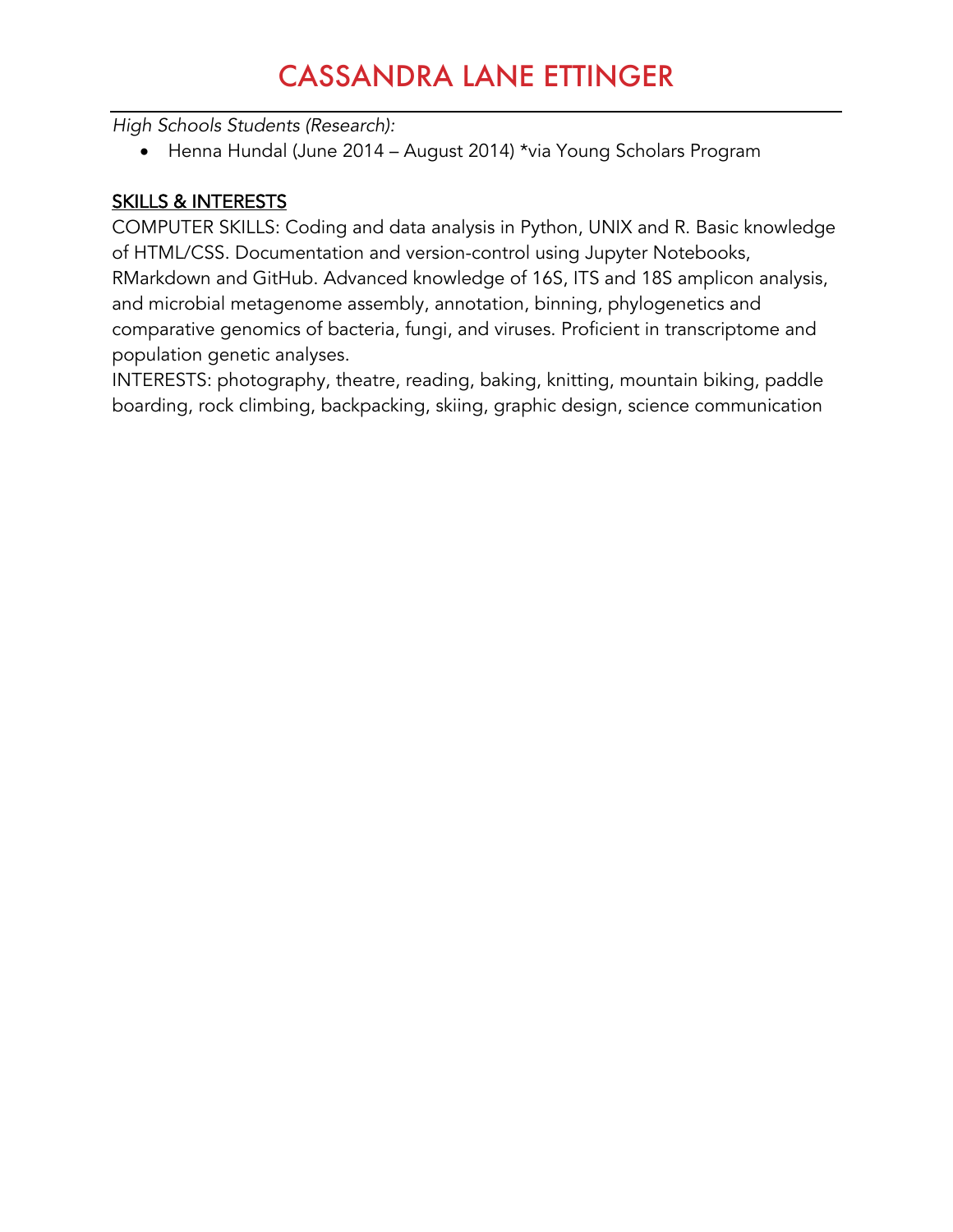*High Schools Students (Research):*

- Henna Hundal (June 2014 – August 2014) *via Young Scholars Program

## SKILLS & INTERESTS

COMPUTER SKILLS: Coding and data analysis in Python, UNIX and R. Basic knowledge of HTML/CSS. Documentation and version-control using Jupyter Notebooks, RMarkdown and GitHub. Advanced knowledge of 16S, ITS and 18S amplicon analysis, and microbial metagenome assembly, annotation, binning, phylogenetics and comparative genomics of bacteria, fungi, and viruses. Proficient in transcriptome and population genetic analyses.

INTERESTS: photography, theatre, reading, baking, knitting, mountain biking, paddle boarding, rock climbing, backpacking, skiing, graphic design, science communication